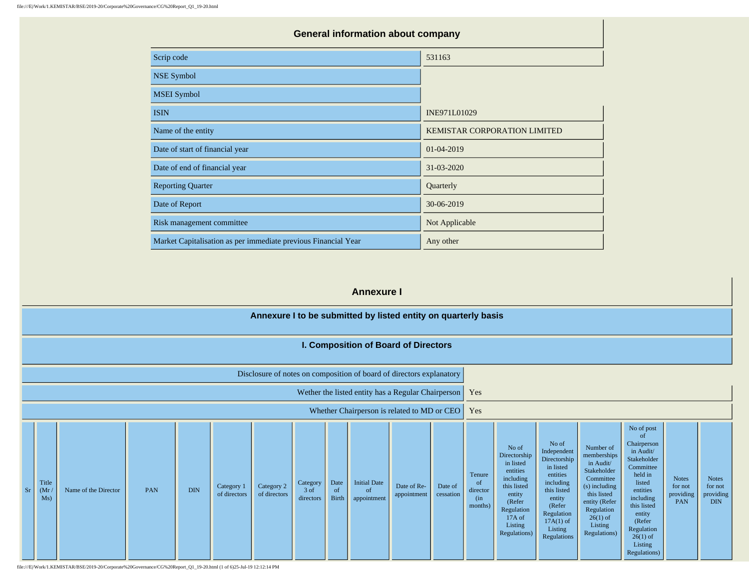## General information about company

| | |
|---|---|
| Scrip code | 531163 |
| NSE Symbol | |
| MSEI Symbol | |
| ISIN | INE971L01029 |
| Name of the entity | KEMISTAR CORPORATION LIMITED |
| Date of start of financial year | 01-04-2019 |
| Date of end of financial year | 31-03-2020 |
| Reporting Quarter | Quarterly |
| Date of Report | 30-06-2019 |
| Risk management committee | Not Applicable |
| Market Capitalisation as per immediate previous Financial Year | Any other |

## Annexure I

### Annexure I to be submitted by listed entity on quarterly basis

### I. Composition of Board of Directors

| | |
|---|---|
| Disclosure of notes on composition of board of directors explanatory | |
| Wether the listed entity has a Regular Chairperson | Yes |
| Whether Chairperson is related to MD or CEO | Yes |

| Sr | Title (Mr / Ms) | Name of the Director | PAN | DIN | Category 1 of directors | Category 2 of directors | Category 3 of directors | Date of Birth | Initial Date of appointment | Date of Re-appointment | Date of cessation | Tenure of director (in months) | No of Directorship in listed entities including this listed entity (Refer Regulation 17A of Listing Regulations) | No of Independent Directorship in listed entities including this listed entity (Refer Regulation 17A(1) of Listing Regulations | Number of memberships in Audit/ Stakeholder Committee (s) including this listed entity (Refer Regulation 26(1) of Listing Regulations) | No of post of Chairperson in Audit/ Stakeholder Committee held in listed entities including this listed entity (Refer Regulation 26(1) of Listing Regulations) | Notes for not providing PAN | Notes for not providing DIN |
|---|---|---|---|---|---|---|---|---|---|---|---|---|---|---|---|---|---|---|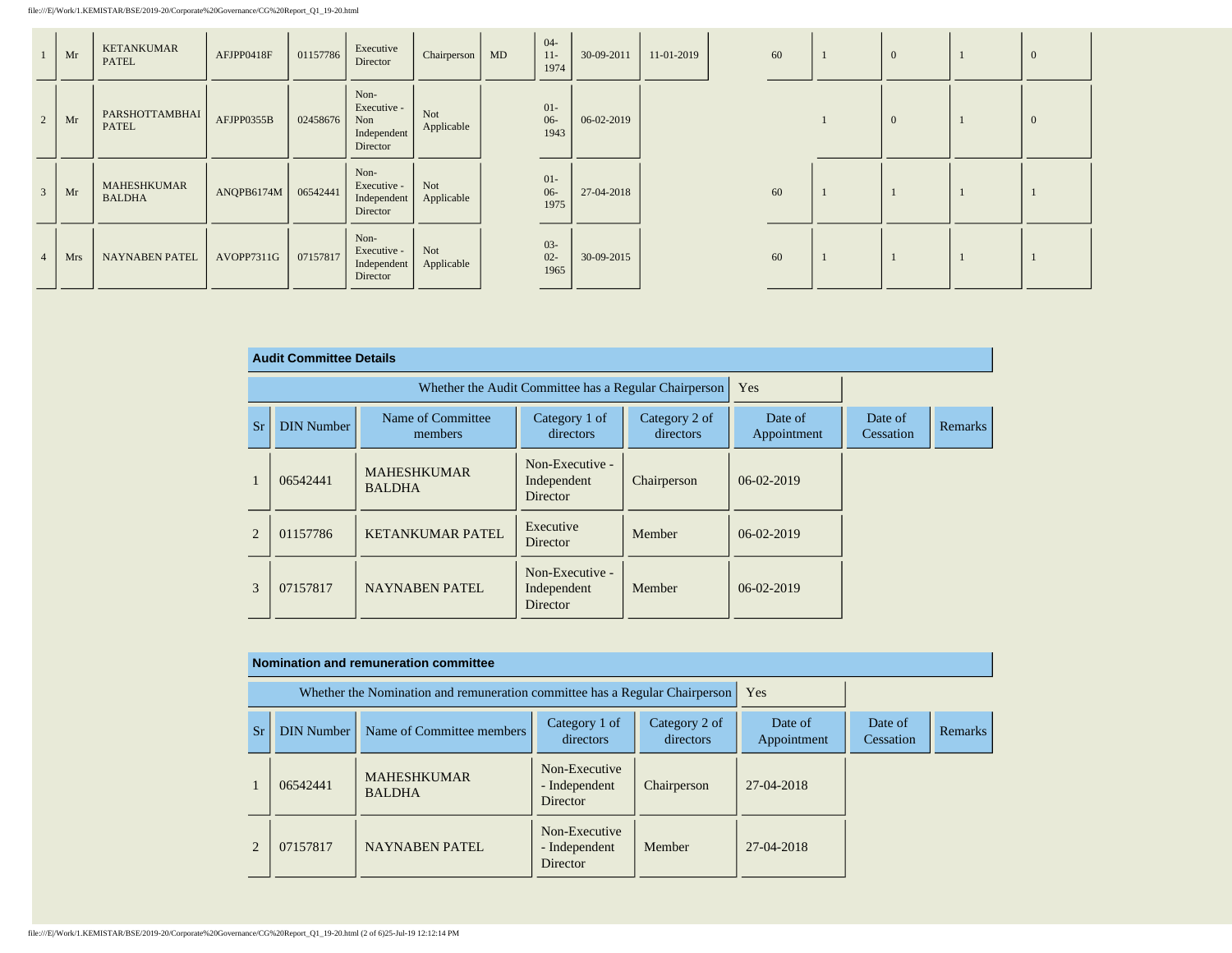| | | | | | | | | | | | | | | | | |
|---|---|---|---|---|---|---|---|---|---|---|---|---|---|---|---|---|
| 1 | Mr | KETANKUMAR PATEL | AFJPP0418F | 01157786 | Executive Director | Chairperson | MD | 04-11-1974 | 30-09-2011 | 11-01-2019 | | 60 | 1 | 0 | 1 | 0 |
| 2 | Mr | PARSHOTTAMBHAI PATEL | AFJPP0355B | 02458676 | Non-Executive - Non Independent Director | Not Applicable | | 01-06-1943 | 06-02-2019 | | | | 1 | 0 | 1 | 0 |
| 3 | Mr | MAHESHKUMAR BALDHA | ANQPB6174M | 06542441 | Non-Executive - Independent Director | Not Applicable | | 01-06-1975 | 27-04-2018 | | | 60 | 1 | 1 | 1 | 1 |
| 4 | Mrs | NAYNABEN PATEL | AVOPP7311G | 07157817 | Non-Executive - Independent Director | Not Applicable | | 03-02-1965 | 30-09-2015 | | | 60 | 1 | 1 | 1 | 1 |

**Audit Committee Details**

Whether the Audit Committee has a Regular Chairperson: Yes

| Sr | DIN Number | Name of Committee members | Category 1 of directors | Category 2 of directors | Date of Appointment | Date of Cessation | Remarks |
|---|---|---|---|---|---|---|---|
| 1 | 06542441 | MAHESHKUMAR BALDHA | Non-Executive - Independent Director | Chairperson | 06-02-2019 | | |
| 2 | 01157786 | KETANKUMAR PATEL | Executive Director | Member | 06-02-2019 | | |
| 3 | 07157817 | NAYNABEN PATEL | Non-Executive - Independent Director | Member | 06-02-2019 | | |

**Nomination and remuneration committee**

Whether the Nomination and remuneration committee has a Regular Chairperson: Yes

| Sr | DIN Number | Name of Committee members | Category 1 of directors | Category 2 of directors | Date of Appointment | Date of Cessation | Remarks |
|---|---|---|---|---|---|---|---|
| 1 | 06542441 | MAHESHKUMAR BALDHA | Non-Executive - Independent Director | Chairperson | 27-04-2018 | | |
| 2 | 07157817 | NAYNABEN PATEL | Non-Executive - Independent Director | Member | 27-04-2018 | | |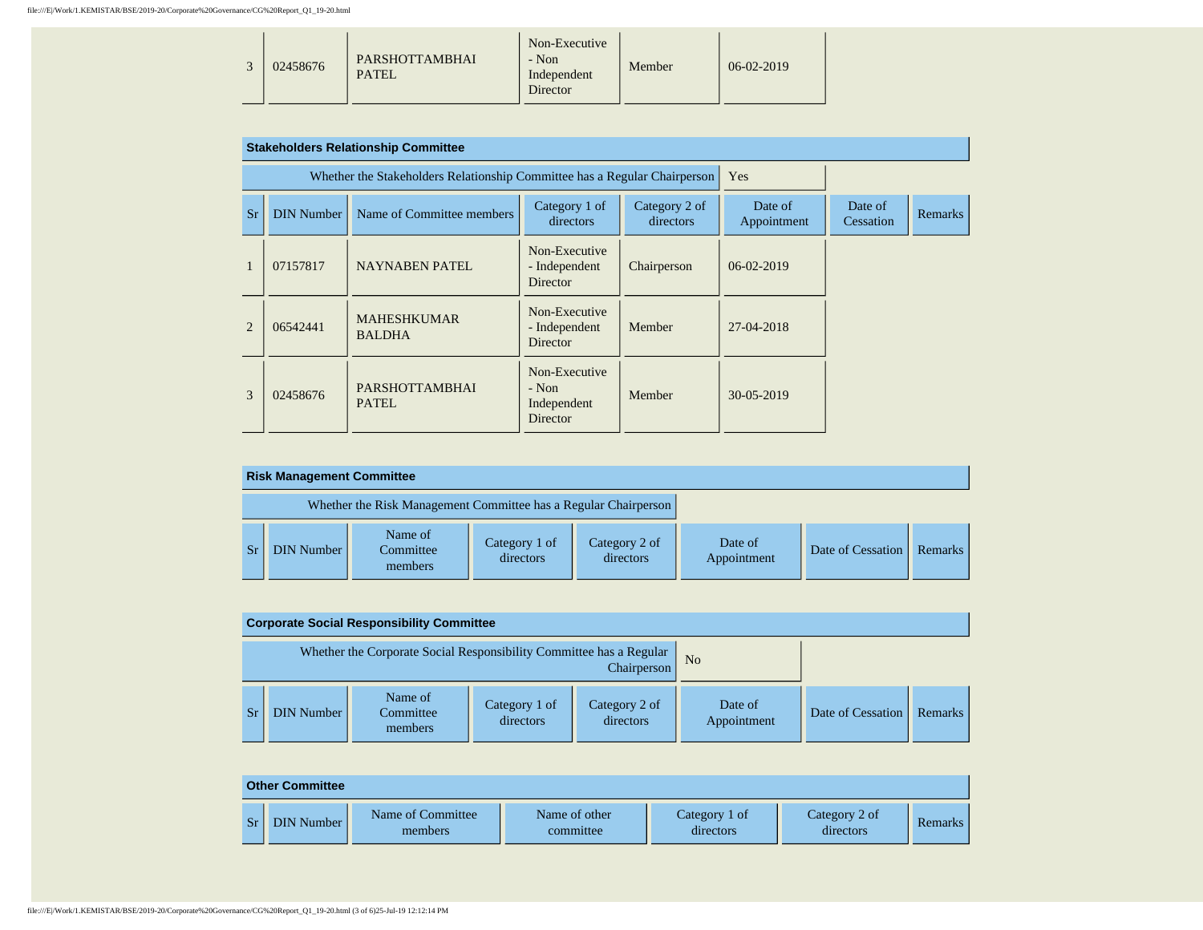| 3 | 02458676 | PARSHOTTAMBHAI PATEL | Non-Executive - Non Independent Director | Member | 06-02-2019 |
|---|---|---|---|---|---|

**Stakeholders Relationship Committee**

Whether the Stakeholders Relationship Committee has a Regular Chairperson: Yes

| Sr | DIN Number | Name of Committee members | Category 1 of directors | Category 2 of directors | Date of Appointment | Date of Cessation | Remarks |
|---|---|---|---|---|---|---|---|
| 1 | 07157817 | NAYNABEN PATEL | Non-Executive - Independent Director | Chairperson | 06-02-2019 | | |
| 2 | 06542441 | MAHESHKUMAR BALDHA | Non-Executive - Independent Director | Member | 27-04-2018 | | |
| 3 | 02458676 | PARSHOTTAMBHAI PATEL | Non-Executive - Non Independent Director | Member | 30-05-2019 | | |

**Risk Management Committee**

Whether the Risk Management Committee has a Regular Chairperson

| Sr | DIN Number | Name of Committee members | Category 1 of directors | Category 2 of directors | Date of Appointment | Date of Cessation | Remarks |
|---|---|---|---|---|---|---|---|

**Corporate Social Responsibility Committee**

Whether the Corporate Social Responsibility Committee has a Regular Chairperson: No

| Sr | DIN Number | Name of Committee members | Category 1 of directors | Category 2 of directors | Date of Appointment | Date of Cessation | Remarks |
|---|---|---|---|---|---|---|---|

**Other Committee**

| Sr | DIN Number | Name of Committee members | Name of other committee | Category 1 of directors | Category 2 of directors | Remarks |
|---|---|---|---|---|---|---|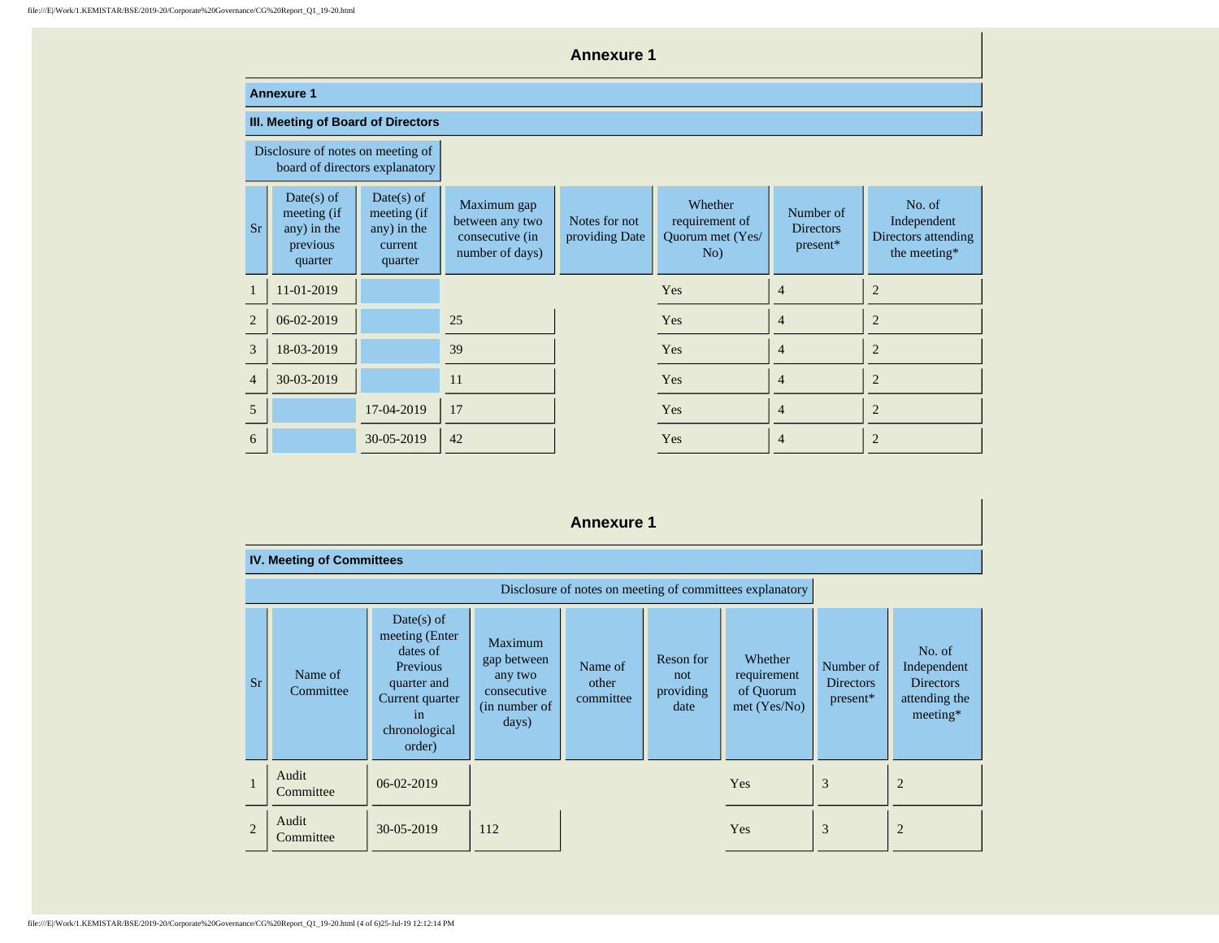## Annexure 1

### Annexure 1

### III. Meeting of Board of Directors

Disclosure of notes on meeting of board of directors explanatory

| Sr | Date(s) of meeting (if any) in the previous quarter | Date(s) of meeting (if any) in the current quarter | Maximum gap between any two consecutive (in number of days) | Notes for not providing Date | Whether requirement of Quorum met (Yes/ No) | Number of Directors present* | No. of Independent Directors attending the meeting* |
|---|---|---|---|---|---|---|---|
| 1 | 11-01-2019 | | | | Yes | 4 | 2 |
| 2 | 06-02-2019 | | 25 | | Yes | 4 | 2 |
| 3 | 18-03-2019 | | 39 | | Yes | 4 | 2 |
| 4 | 30-03-2019 | | 11 | | Yes | 4 | 2 |
| 5 | | 17-04-2019 | 17 | | Yes | 4 | 2 |
| 6 | | 30-05-2019 | 42 | | Yes | 4 | 2 |

## Annexure 1

### IV. Meeting of Committees

Disclosure of notes on meeting of committees explanatory

| Sr | Name of Committee | Date(s) of meeting (Enter dates of Previous quarter and Current quarter in chronological order) | Maximum gap between any two consecutive (in number of days) | Name of other committee | Reson for not providing date | Whether requirement of Quorum met (Yes/No) | Number of Directors present* | No. of Independent Directors attending the meeting* |
|---|---|---|---|---|---|---|---|---|
| 1 | Audit Committee | 06-02-2019 | | | | Yes | 3 | 2 |
| 2 | Audit Committee | 30-05-2019 | 112 | | | Yes | 3 | 2 |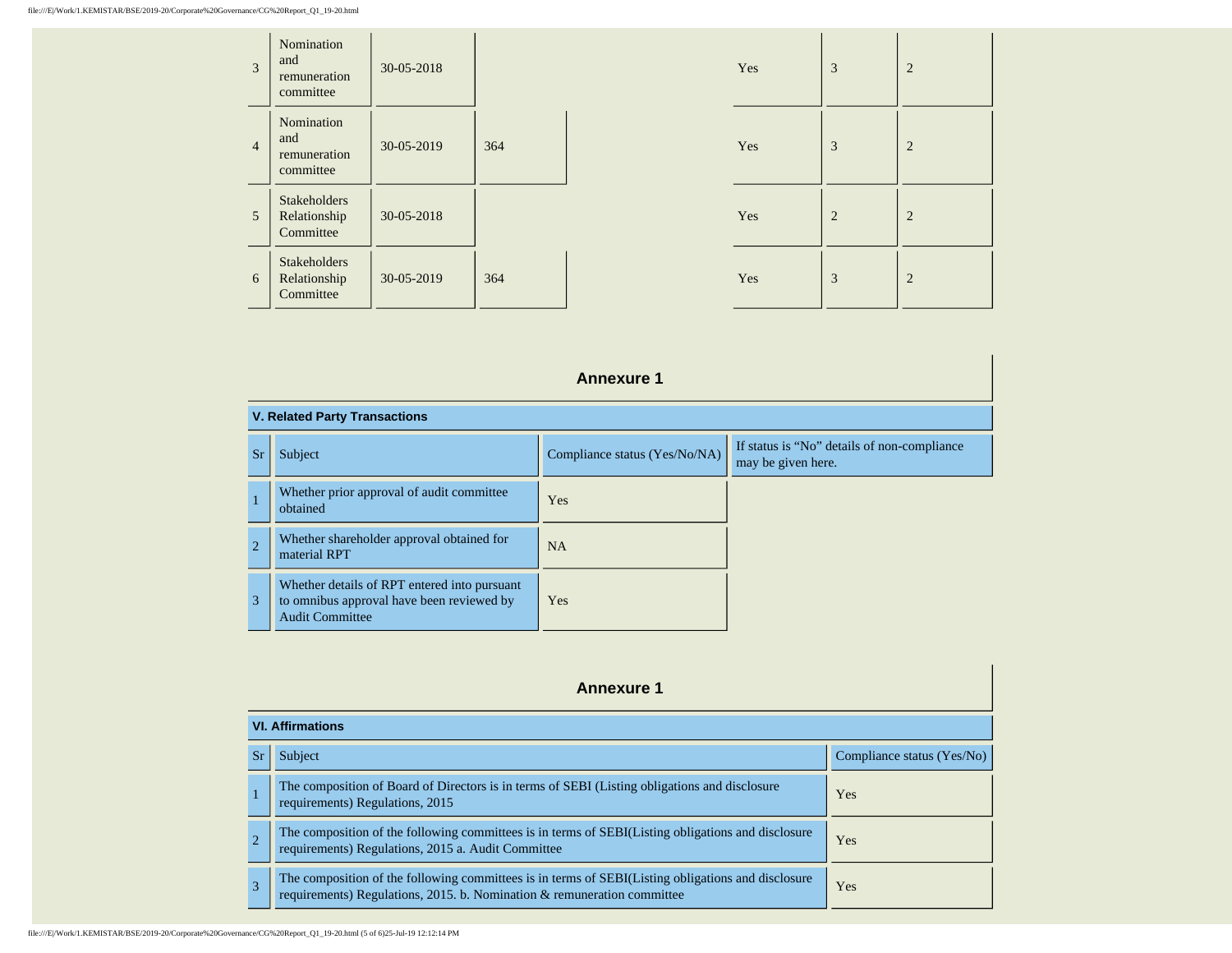| | | | | | | | |
|---|---|---|---|---|---|---|---|
| 3 | Nomination and remuneration committee | 30-05-2018 | | | Yes | 3 | 2 |
| 4 | Nomination and remuneration committee | 30-05-2019 | 364 | | Yes | 3 | 2 |
| 5 | Stakeholders Relationship Committee | 30-05-2018 | | | Yes | 2 | 2 |
| 6 | Stakeholders Relationship Committee | 30-05-2019 | 364 | | Yes | 3 | 2 |

## Annexure 1

**V. Related Party Transactions**

| Sr | Subject | Compliance status (Yes/No/NA) | If status is "No" details of non-compliance may be given here. |
|---|---|---|---|
| 1 | Whether prior approval of audit committee obtained | Yes | |
| 2 | Whether shareholder approval obtained for material RPT | NA | |
| 3 | Whether details of RPT entered into pursuant to omnibus approval have been reviewed by Audit Committee | Yes | |

## Annexure 1

**VI. Affirmations**

| Sr | Subject | Compliance status (Yes/No) |
|---|---|---|
| 1 | The composition of Board of Directors is in terms of SEBI (Listing obligations and disclosure requirements) Regulations, 2015 | Yes |
| 2 | The composition of the following committees is in terms of SEBI(Listing obligations and disclosure requirements) Regulations, 2015 a. Audit Committee | Yes |
| 3 | The composition of the following committees is in terms of SEBI(Listing obligations and disclosure requirements) Regulations, 2015. b. Nomination & remuneration committee | Yes |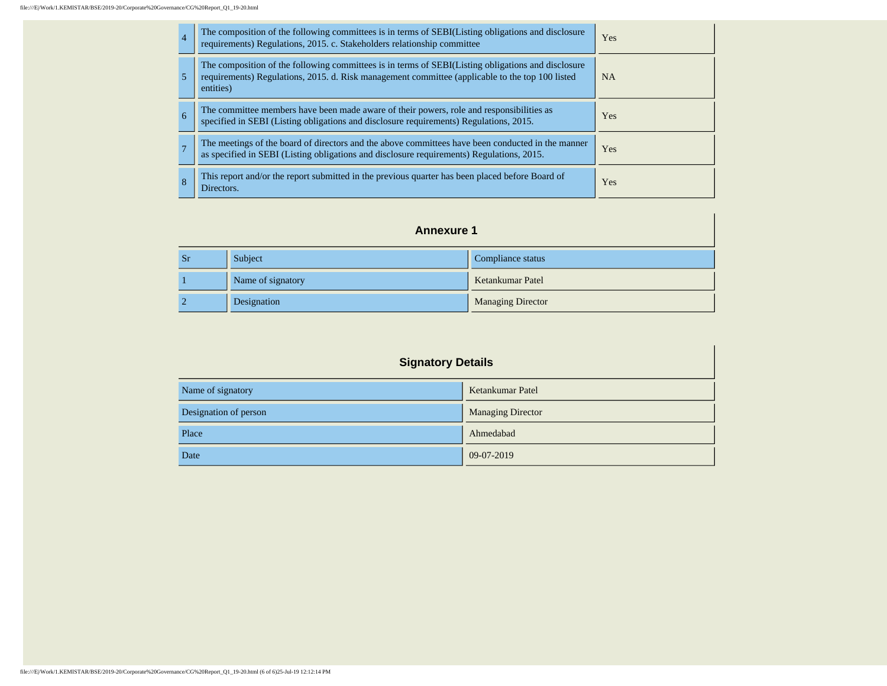| | | |
|---|---|---|
| 4 | The composition of the following committees is in terms of SEBI(Listing obligations and disclosure requirements) Regulations, 2015. c. Stakeholders relationship committee | Yes |
| 5 | The composition of the following committees is in terms of SEBI(Listing obligations and disclosure requirements) Regulations, 2015. d. Risk management committee (applicable to the top 100 listed entities) | NA |
| 6 | The committee members have been made aware of their powers, role and responsibilities as specified in SEBI (Listing obligations and disclosure requirements) Regulations, 2015. | Yes |
| 7 | The meetings of the board of directors and the above committees have been conducted in the manner as specified in SEBI (Listing obligations and disclosure requirements) Regulations, 2015. | Yes |
| 8 | This report and/or the report submitted in the previous quarter has been placed before Board of Directors. | Yes |

## Annexure 1

| Sr | Subject | Compliance status |
|---|---|---|
| 1 | Name of signatory | Ketankumar Patel |
| 2 | Designation | Managing Director |

## Signatory Details

| | |
|---|---|
| Name of signatory | Ketankumar Patel |
| Designation of person | Managing Director |
| Place | Ahmedabad |
| Date | 09-07-2019 |